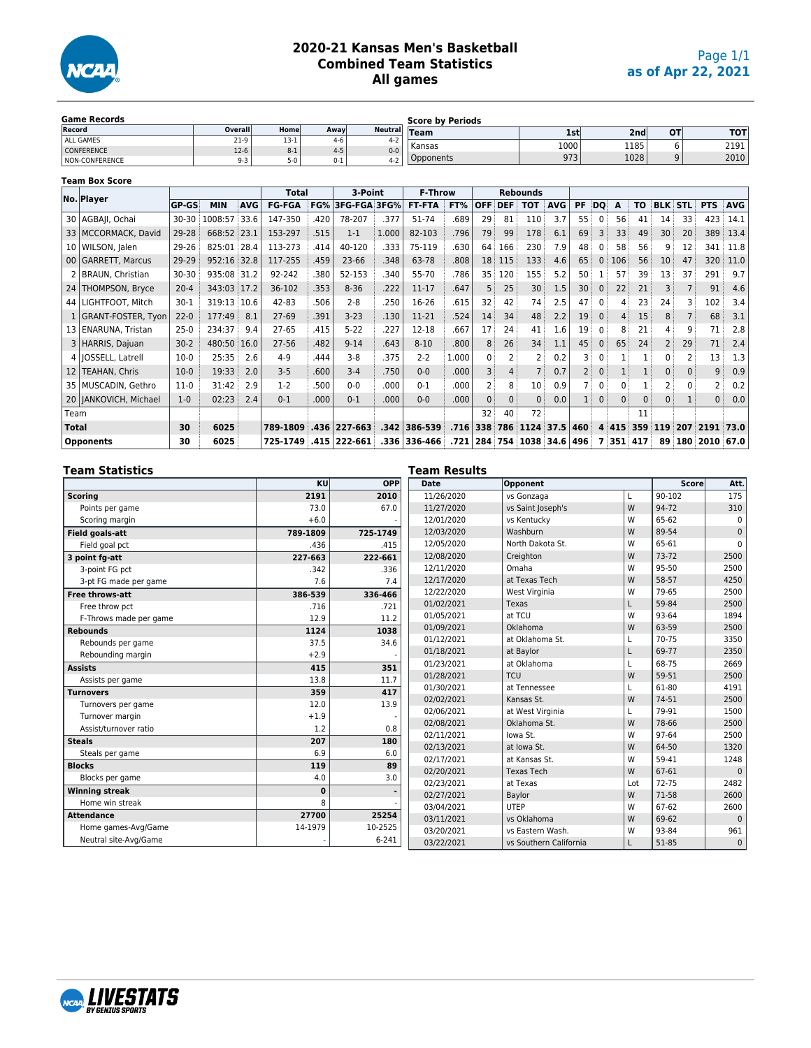# 2020-21 Kansas Men's Basketball
## Combined Team Statistics
### All games

as of Apr 22, 2021

**Game Records**

| Record | Overall | Home | Away | Neutral |
|---|---|---|---|---|
| ALL GAMES | 21-9 | 13-1 | 4-6 | 4-2 |
| CONFERENCE | 12-6 | 8-1 | 4-5 | 0-0 |
| NON-CONFERENCE | 9-3 | 5-0 | 0-1 | 4-2 |

**Score by Periods**

| Team | 1st | 2nd | OT | TOT |
|---|---|---|---|---|
| Kansas | 1000 | 1185 | 6 | 2191 |
| Opponents | 973 | 1028 | 9 | 2010 |

**Team Box Score**

| No. | Player | GP-GS | MIN | AVG | FG-FGA | FG% | 3FG-FGA | 3FG% | FT-FTA | FT% | OFF | DEF | TOT | AVG | PF | DQ | A | TO | BLK | STL | PTS | AVG |
|---|---|---|---|---|---|---|---|---|---|---|---|---|---|---|---|---|---|---|---|---|---|---|
| 30 | AGBAJI, Ochai | 30-30 | 1008:57 | 33.6 | 147-350 | .420 | 78-207 | .377 | 51-74 | .689 | 29 | 81 | 110 | 3.7 | 55 | 0 | 56 | 41 | 14 | 33 | 423 | 14.1 |
| 33 | MCCORMACK, David | 29-28 | 668:52 | 23.1 | 153-297 | .515 | 1-1 | 1.000 | 82-103 | .796 | 79 | 99 | 178 | 6.1 | 69 | 3 | 33 | 49 | 30 | 20 | 389 | 13.4 |
| 10 | WILSON, Jalen | 29-26 | 825:01 | 28.4 | 113-273 | .414 | 40-120 | .333 | 75-119 | .630 | 64 | 166 | 230 | 7.9 | 48 | 0 | 58 | 56 | 9 | 12 | 341 | 11.8 |
| 00 | GARRETT, Marcus | 29-29 | 952:16 | 32.8 | 117-255 | .459 | 23-66 | .348 | 63-78 | .808 | 18 | 115 | 133 | 4.6 | 65 | 0 | 106 | 56 | 10 | 47 | 320 | 11.0 |
| 2 | BRAUN, Christian | 30-30 | 935:08 | 31.2 | 92-242 | .380 | 52-153 | .340 | 55-70 | .786 | 35 | 120 | 155 | 5.2 | 50 | 1 | 57 | 39 | 13 | 37 | 291 | 9.7 |
| 24 | THOMPSON, Bryce | 20-4 | 343:03 | 17.2 | 36-102 | .353 | 8-36 | .222 | 11-17 | .647 | 5 | 25 | 30 | 1.5 | 30 | 0 | 22 | 21 | 3 | 7 | 91 | 4.6 |
| 44 | LIGHTFOOT, Mitch | 30-1 | 319:13 | 10.6 | 42-83 | .506 | 2-8 | .250 | 16-26 | .615 | 32 | 42 | 74 | 2.5 | 47 | 0 | 4 | 23 | 24 | 3 | 102 | 3.4 |
| 1 | GRANT-FOSTER, Tyon | 22-0 | 177:49 | 8.1 | 27-69 | .391 | 3-23 | .130 | 11-21 | .524 | 14 | 34 | 48 | 2.2 | 19 | 0 | 4 | 15 | 8 | 7 | 68 | 3.1 |
| 13 | ENARUNA, Tristan | 25-0 | 234:37 | 9.4 | 27-65 | .415 | 5-22 | .227 | 12-18 | .667 | 17 | 24 | 41 | 1.6 | 19 | 0 | 8 | 21 | 4 | 9 | 71 | 2.8 |
| 3 | HARRIS, Dajuan | 30-2 | 480:50 | 16.0 | 27-56 | .482 | 9-14 | .643 | 8-10 | .800 | 8 | 26 | 34 | 1.1 | 45 | 0 | 65 | 24 | 2 | 29 | 71 | 2.4 |
| 4 | JOSSELL, Latrell | 10-0 | 25:35 | 2.6 | 4-9 | .444 | 3-8 | .375 | 2-2 | 1.000 | 0 | 2 | 2 | 0.2 | 3 | 0 | 1 | 1 | 0 | 2 | 13 | 1.3 |
| 12 | TEAHAN, Chris | 10-0 | 19:33 | 2.0 | 3-5 | .600 | 3-4 | .750 | 0-0 | .000 | 3 | 4 | 7 | 0.7 | 2 | 0 | 1 | 1 | 0 | 0 | 9 | 0.9 |
| 35 | MUSCADIN, Gethro | 11-0 | 31:42 | 2.9 | 1-2 | .500 | 0-0 | .000 | 0-1 | .000 | 2 | 8 | 10 | 0.9 | 7 | 0 | 0 | 1 | 2 | 0 | 2 | 0.2 |
| 20 | JANKOVICH, Michael | 1-0 | 02:23 | 2.4 | 0-1 | .000 | 0-1 | .000 | 0-0 | .000 | 0 | 0 | 0 | 0.0 | 1 | 0 | 0 | 0 | 0 | 1 | 0 | 0.0 |
| Team | | | | | | | | | | | 32 | 40 | 72 | | | | | 11 | | | | |
| **Total** | | **30** | **6025** | | **789-1809** | **.436** | **227-663** | **.342** | **386-539** | **.716** | **338** | **786** | **1124** | **37.5** | **460** | **4** | **415** | **359** | **119** | **207** | **2191** | **73.0** |
| **Opponents** | | **30** | **6025** | | **725-1749** | **.415** | **222-661** | **.336** | **336-466** | **.721** | **284** | **754** | **1038** | **34.6** | **496** | **7** | **351** | **417** | **89** | **180** | **2010** | **67.0** |

## Team Statistics

| | KU | OPP |
|---|---|---|
| **Scoring** | **2191** | **2010** |
| Points per game | 73.0 | 67.0 |
| Scoring margin | +6.0 | - |
| **Field goals-att** | **789-1809** | **725-1749** |
| Field goal pct | .436 | .415 |
| **3 point fg-att** | **227-663** | **222-661** |
| 3-point FG pct | .342 | .336 |
| 3-pt FG made per game | 7.6 | 7.4 |
| **Free throws-att** | **386-539** | **336-466** |
| Free throw pct | .716 | .721 |
| F-Throws made per game | 12.9 | 11.2 |
| **Rebounds** | **1124** | **1038** |
| Rebounds per game | 37.5 | 34.6 |
| Rebounding margin | +2.9 | - |
| **Assists** | **415** | **351** |
| Assists per game | 13.8 | 11.7 |
| **Turnovers** | **359** | **417** |
| Turnovers per game | 12.0 | 13.9 |
| Turnover margin | +1.9 | - |
| Assist/turnover ratio | 1.2 | 0.8 |
| **Steals** | **207** | **180** |
| Steals per game | 6.9 | 6.0 |
| **Blocks** | **119** | **89** |
| Blocks per game | 4.0 | 3.0 |
| **Winning streak** | **0** | **-** |
| Home win streak | 8 | - |
| **Attendance** | **27700** | **25254** |
| Home games-Avg/Game | 14-1979 | 10-2525 |
| Neutral site-Avg/Game | - | 6-241 |

## Team Results

| Date | Opponent | | Score | Att. |
|---|---|---|---|---|
| 11/26/2020 | vs Gonzaga | L | 90-102 | 175 |
| 11/27/2020 | vs Saint Joseph's | W | 94-72 | 310 |
| 12/01/2020 | vs Kentucky | W | 65-62 | 0 |
| 12/03/2020 | Washburn | W | 89-54 | 0 |
| 12/05/2020 | North Dakota St. | W | 65-61 | 0 |
| 12/08/2020 | Creighton | W | 73-72 | 2500 |
| 12/11/2020 | Omaha | W | 95-50 | 2500 |
| 12/17/2020 | at Texas Tech | W | 58-57 | 4250 |
| 12/22/2020 | West Virginia | W | 79-65 | 2500 |
| 01/02/2021 | Texas | L | 59-84 | 2500 |
| 01/05/2021 | at TCU | W | 93-64 | 1894 |
| 01/09/2021 | Oklahoma | W | 63-59 | 2500 |
| 01/12/2021 | at Oklahoma St. | L | 70-75 | 3350 |
| 01/18/2021 | at Baylor | L | 69-77 | 2350 |
| 01/23/2021 | at Oklahoma | L | 68-75 | 2669 |
| 01/28/2021 | TCU | W | 59-51 | 2500 |
| 01/30/2021 | at Tennessee | L | 61-80 | 4191 |
| 02/02/2021 | Kansas St. | W | 74-51 | 2500 |
| 02/06/2021 | at West Virginia | L | 79-91 | 1500 |
| 02/08/2021 | Oklahoma St. | W | 78-66 | 2500 |
| 02/11/2021 | Iowa St. | W | 97-64 | 2500 |
| 02/13/2021 | at Iowa St. | W | 64-50 | 1320 |
| 02/17/2021 | at Kansas St. | W | 59-41 | 1248 |
| 02/20/2021 | Texas Tech | W | 67-61 | 0 |
| 02/23/2021 | at Texas | Lot | 72-75 | 2482 |
| 02/27/2021 | Baylor | W | 71-58 | 2600 |
| 03/04/2021 | UTEP | W | 67-62 | 2600 |
| 03/11/2021 | vs Oklahoma | W | 69-62 | 0 |
| 03/20/2021 | vs Eastern Wash. | W | 93-84 | 961 |
| 03/22/2021 | vs Southern California | L | 51-85 | 0 |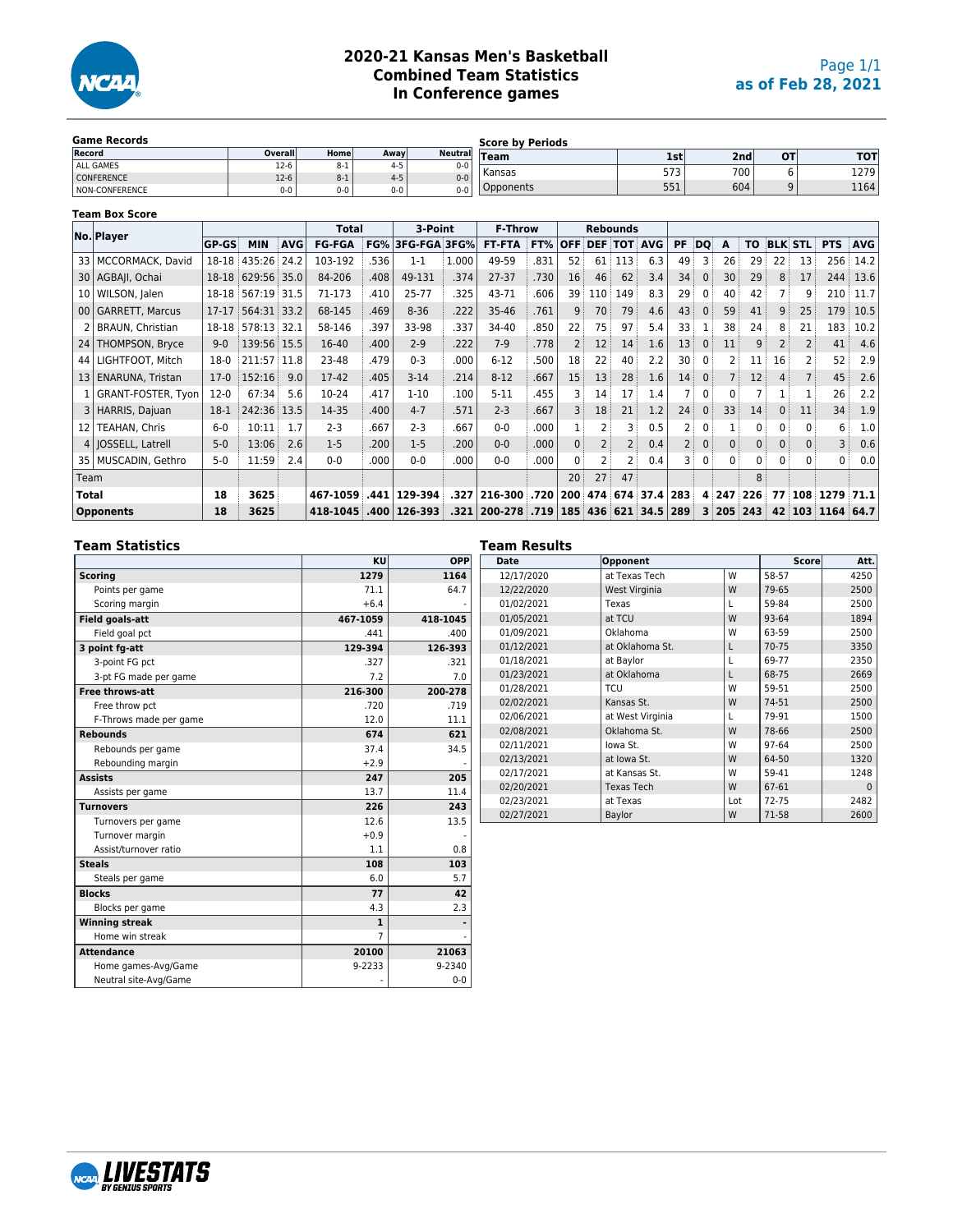# 2020-21 Kansas Men's Basketball
# Combined Team Statistics
# In Conference games

Page 1/1
**as of Feb 28, 2021**

### Game Records

| Record | Overall | Home | Away | Neutral |
|---|---|---|---|---|
| ALL GAMES | 12-6 | 8-1 | 4-5 | 0-0 |
| CONFERENCE | 12-6 | 8-1 | 4-5 | 0-0 |
| NON-CONFERENCE | 0-0 | 0-0 | 0-0 | 0-0 |

### Score by Periods

| Team | 1st | 2nd | OT | TOT |
|---|---|---|---|---|
| Kansas | 573 | 700 | 6 | 1279 |
| Opponents | 551 | 604 | 9 | 1164 |

### Team Box Score

| No. | Player | GP-GS | MIN | AVG | Total FG-FGA | FG% | 3-Point 3FG-FGA | 3FG% | F-Throw FT-FTA | FT% | Rebounds OFF | DEF | TOT | AVG | PF | DQ | A | TO | BLK | STL | PTS | AVG |
|---|---|---|---|---|---|---|---|---|---|---|---|---|---|---|---|---|---|---|---|---|---|---|
| 33 | MCCORMACK, David | 18-18 | 435:26 | 24.2 | 103-192 | .536 | 1-1 | 1.000 | 49-59 | .831 | 52 | 61 | 113 | 6.3 | 49 | 3 | 26 | 29 | 22 | 13 | 256 | 14.2 |
| 30 | AGBAJI, Ochai | 18-18 | 629:56 | 35.0 | 84-206 | .408 | 49-131 | .374 | 27-37 | .730 | 16 | 46 | 62 | 3.4 | 34 | 0 | 30 | 29 | 8 | 17 | 244 | 13.6 |
| 10 | WILSON, Jalen | 18-18 | 567:19 | 31.5 | 71-173 | .410 | 25-77 | .325 | 43-71 | .606 | 39 | 110 | 149 | 8.3 | 29 | 0 | 40 | 42 | 7 | 9 | 210 | 11.7 |
| 00 | GARRETT, Marcus | 17-17 | 564:31 | 33.2 | 68-145 | .469 | 8-36 | .222 | 35-46 | .761 | 9 | 70 | 79 | 4.6 | 43 | 0 | 59 | 41 | 9 | 25 | 179 | 10.5 |
| 2 | BRAUN, Christian | 18-18 | 578:13 | 32.1 | 58-146 | .397 | 33-98 | .337 | 34-40 | .850 | 22 | 75 | 97 | 5.4 | 33 | 1 | 38 | 24 | 8 | 21 | 183 | 10.2 |
| 24 | THOMPSON, Bryce | 9-0 | 139:56 | 15.5 | 16-40 | .400 | 2-9 | .222 | 7-9 | .778 | 2 | 12 | 14 | 1.6 | 13 | 0 | 11 | 9 | 2 | 2 | 41 | 4.6 |
| 44 | LIGHTFOOT, Mitch | 18-0 | 211:57 | 11.8 | 23-48 | .479 | 0-3 | .000 | 6-12 | .500 | 18 | 22 | 40 | 2.2 | 30 | 0 | 2 | 11 | 16 | 2 | 52 | 2.9 |
| 13 | ENARUNA, Tristan | 17-0 | 152:16 | 9.0 | 17-42 | .405 | 3-14 | .214 | 8-12 | .667 | 15 | 13 | 28 | 1.6 | 14 | 0 | 7 | 12 | 4 | 7 | 45 | 2.6 |
| 1 | GRANT-FOSTER, Tyon | 12-0 | 67:34 | 5.6 | 10-24 | .417 | 1-10 | .100 | 5-11 | .455 | 3 | 14 | 17 | 1.4 | 7 | 0 | 0 | 7 | 1 | 1 | 26 | 2.2 |
| 3 | HARRIS, Dajuan | 18-1 | 242:36 | 13.5 | 14-35 | .400 | 4-7 | .571 | 2-3 | .667 | 3 | 18 | 21 | 1.2 | 24 | 0 | 33 | 14 | 0 | 11 | 34 | 1.9 |
| 12 | TEAHAN, Chris | 6-0 | 10:11 | 1.7 | 2-3 | .667 | 2-3 | .667 | 0-0 | .000 | 1 | 2 | 3 | 0.5 | 2 | 0 | 1 | 0 | 0 | 0 | 6 | 1.0 |
| 4 | JOSSELL, Latrell | 5-0 | 13:06 | 2.6 | 1-5 | .200 | 1-5 | .200 | 0-0 | .000 | 0 | 2 | 2 | 0.4 | 2 | 0 | 0 | 0 | 0 | 0 | 3 | 0.6 |
| 35 | MUSCADIN, Gethro | 5-0 | 11:59 | 2.4 | 0-0 | .000 | 0-0 | .000 | 0-0 | .000 | 0 | 2 | 2 | 0.4 | 3 | 0 | 0 | 0 | 0 | 0 | 0 | 0.0 |
| | Team | | | | | | | | | | 20 | 27 | 47 | | | | | 8 | | | | |
| | **Total** | **18** | **3625** | | **467-1059** | **.441** | **129-394** | **.327** | **216-300** | **.720** | **200** | **474** | **674** | **37.4** | **283** | **4** | **247** | **226** | **77** | **108** | **1279** | **71.1** |
| | **Opponents** | **18** | **3625** | | **418-1045** | **.400** | **126-393** | **.321** | **200-278** | **.719** | **185** | **436** | **621** | **34.5** | **289** | **3** | **205** | **243** | **42** | **103** | **1164** | **64.7** |

### Team Statistics

| | KU | OPP |
|---|---|---|
| **Scoring** | **1279** | **1164** |
| Points per game | 71.1 | 64.7 |
| Scoring margin | +6.4 | - |
| **Field goals-att** | **467-1059** | **418-1045** |
| Field goal pct | .441 | .400 |
| **3 point fg-att** | **129-394** | **126-393** |
| 3-point FG pct | .327 | .321 |
| 3-pt FG made per game | 7.2 | 7.0 |
| **Free throws-att** | **216-300** | **200-278** |
| Free throw pct | .720 | .719 |
| F-Throws made per game | 12.0 | 11.1 |
| **Rebounds** | **674** | **621** |
| Rebounds per game | 37.4 | 34.5 |
| Rebounding margin | +2.9 | - |
| **Assists** | **247** | **205** |
| Assists per game | 13.7 | 11.4 |
| **Turnovers** | **226** | **243** |
| Turnovers per game | 12.6 | 13.5 |
| Turnover margin | +0.9 | - |
| Assist/turnover ratio | 1.1 | 0.8 |
| **Steals** | **108** | **103** |
| Steals per game | 6.0 | 5.7 |
| **Blocks** | **77** | **42** |
| Blocks per game | 4.3 | 2.3 |
| **Winning streak** | **1** | **-** |
| Home win streak | 7 | - |
| **Attendance** | **20100** | **21063** |
| Home games-Avg/Game | 9-2233 | 9-2340 |
| Neutral site-Avg/Game | - | 0-0 |

### Team Results

| Date | Opponent | | Score | Att. |
|---|---|---|---|---|
| 12/17/2020 | at Texas Tech | W | 58-57 | 4250 |
| 12/22/2020 | West Virginia | W | 79-65 | 2500 |
| 01/02/2021 | Texas | L | 59-84 | 2500 |
| 01/05/2021 | at TCU | W | 93-64 | 1894 |
| 01/09/2021 | Oklahoma | W | 63-59 | 2500 |
| 01/12/2021 | at Oklahoma St. | L | 70-75 | 3350 |
| 01/18/2021 | at Baylor | L | 69-77 | 2350 |
| 01/23/2021 | at Oklahoma | L | 68-75 | 2669 |
| 01/28/2021 | TCU | W | 59-51 | 2500 |
| 02/02/2021 | Kansas St. | W | 74-51 | 2500 |
| 02/06/2021 | at West Virginia | L | 79-91 | 1500 |
| 02/08/2021 | Oklahoma St. | W | 78-66 | 2500 |
| 02/11/2021 | Iowa St. | W | 97-64 | 2500 |
| 02/13/2021 | at Iowa St. | W | 64-50 | 1320 |
| 02/17/2021 | at Kansas St. | W | 59-41 | 1248 |
| 02/20/2021 | Texas Tech | W | 67-61 | 0 |
| 02/23/2021 | at Texas | Lot | 72-75 | 2482 |
| 02/27/2021 | Baylor | W | 71-58 | 2600 |